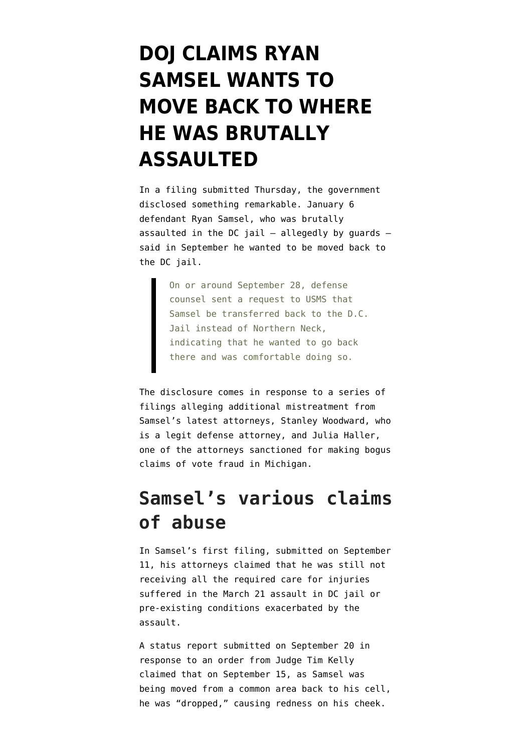# DOJ CLAIMS RYAN SAMSEL WANTS TO MOVE BACK TO WHERE HE WAS BRUTALLY ASSAULTED

In a filing submitted Thursday, the government disclosed something remarkable. January 6 defendant Ryan Samsel, who was brutally assaulted in the DC jail — allegedly by guards — said in September he wanted to be moved back to the DC jail.

> On or around September 28, defense counsel sent a request to USMS that Samsel be transferred back to the D.C. Jail instead of Northern Neck, indicating that he wanted to go back there and was comfortable doing so.

The disclosure comes in response to a series of filings alleging additional mistreatment from Samsel's latest attorneys, Stanley Woodward, who is a legit defense attorney, and Julia Haller, one of the attorneys sanctioned for making bogus claims of vote fraud in Michigan.

## Samsel's various claims of abuse

In Samsel's first filing, submitted on September 11, his attorneys claimed that he was still not receiving all the required care for injuries suffered in the March 21 assault in DC jail or pre-existing conditions exacerbated by the assault.

A status report submitted on September 20 in response to an order from Judge Tim Kelly claimed that on September 15, as Samsel was being moved from a common area back to his cell, he was "dropped," causing redness on his cheek.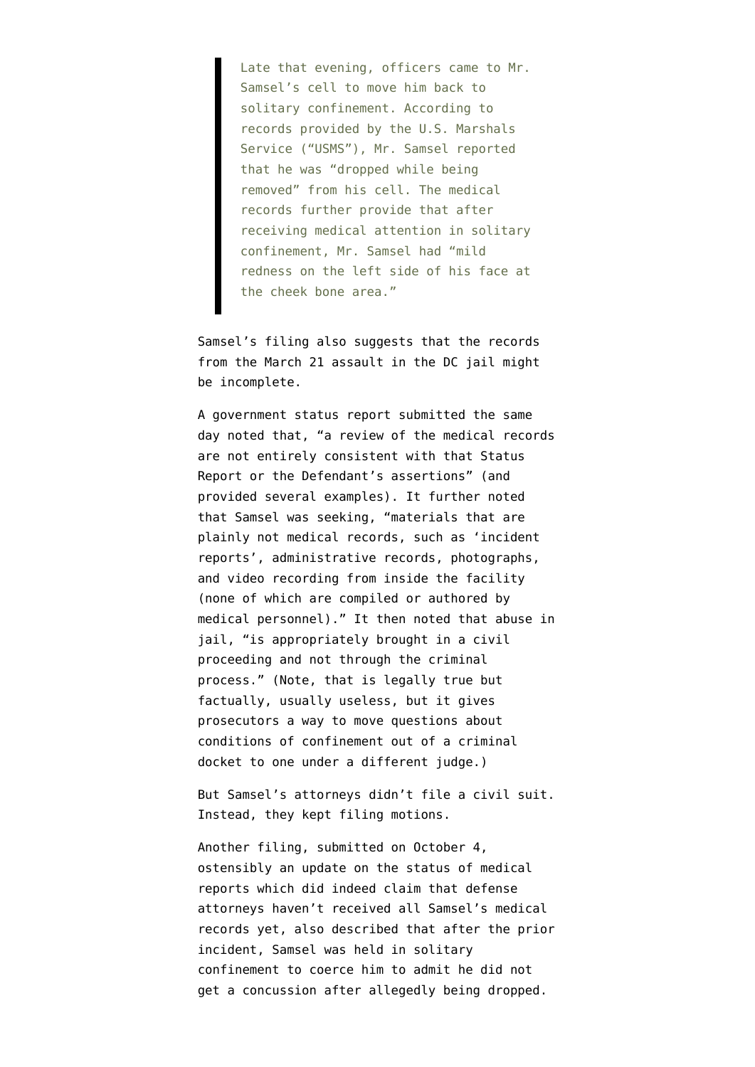> Late that evening, officers came to Mr. Samsel's cell to move him back to solitary confinement. According to records provided by the U.S. Marshals Service ("USMS"), Mr. Samsel reported that he was "dropped while being removed" from his cell. The medical records further provide that after receiving medical attention in solitary confinement, Mr. Samsel had "mild redness on the left side of his face at the cheek bone area."

Samsel's filing also suggests that the records from the March 21 assault in the DC jail might be incomplete.

A government status report submitted the same day noted that, "a review of the medical records are not entirely consistent with that Status Report or the Defendant's assertions" (and provided several examples). It further noted that Samsel was seeking, "materials that are plainly not medical records, such as 'incident reports', administrative records, photographs, and video recording from inside the facility (none of which are compiled or authored by medical personnel)." It then noted that abuse in jail, "is appropriately brought in a civil proceeding and not through the criminal process." (Note, that is legally true but factually, usually useless, but it gives prosecutors a way to move questions about conditions of confinement out of a criminal docket to one under a different judge.)

But Samsel's attorneys didn't file a civil suit. Instead, they kept filing motions.

Another filing, submitted on October 4, ostensibly an update on the status of medical reports which did indeed claim that defense attorneys haven't received all Samsel's medical records yet, also described that after the prior incident, Samsel was held in solitary confinement to coerce him to admit he did not get a concussion after allegedly being dropped.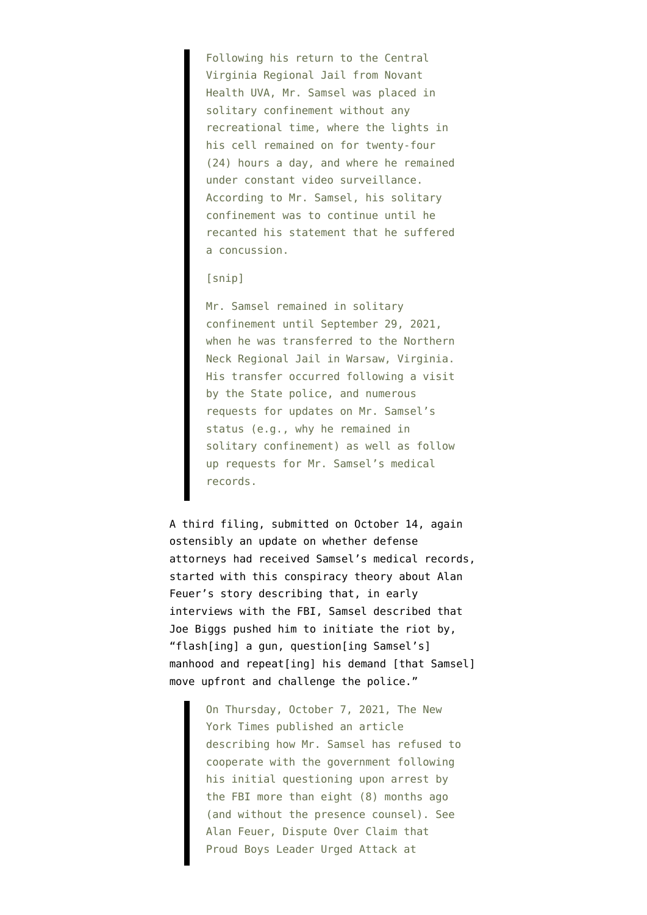> Following his return to the Central Virginia Regional Jail from Novant Health UVA, Mr. Samsel was placed in solitary confinement without any recreational time, where the lights in his cell remained on for twenty-four (24) hours a day, and where he remained under constant video surveillance. According to Mr. Samsel, his solitary confinement was to continue until he recanted his statement that he suffered a concussion.
>
> [snip]
>
> Mr. Samsel remained in solitary confinement until September 29, 2021, when he was transferred to the Northern Neck Regional Jail in Warsaw, Virginia. His transfer occurred following a visit by the State police, and numerous requests for updates on Mr. Samsel's status (e.g., why he remained in solitary confinement) as well as follow up requests for Mr. Samsel's medical records.

A third filing, submitted on October 14, again ostensibly an update on whether defense attorneys had received Samsel's medical records, started with this conspiracy theory about Alan Feuer's story describing that, in early interviews with the FBI, Samsel described that Joe Biggs pushed him to initiate the riot by, "flash[ing] a gun, question[ing Samsel's] manhood and repeat[ing] his demand [that Samsel] move upfront and challenge the police."

> On Thursday, October 7, 2021, The New York Times published an article describing how Mr. Samsel has refused to cooperate with the government following his initial questioning upon arrest by the FBI more than eight (8) months ago (and without the presence counsel). See Alan Feuer, Dispute Over Claim that Proud Boys Leader Urged Attack at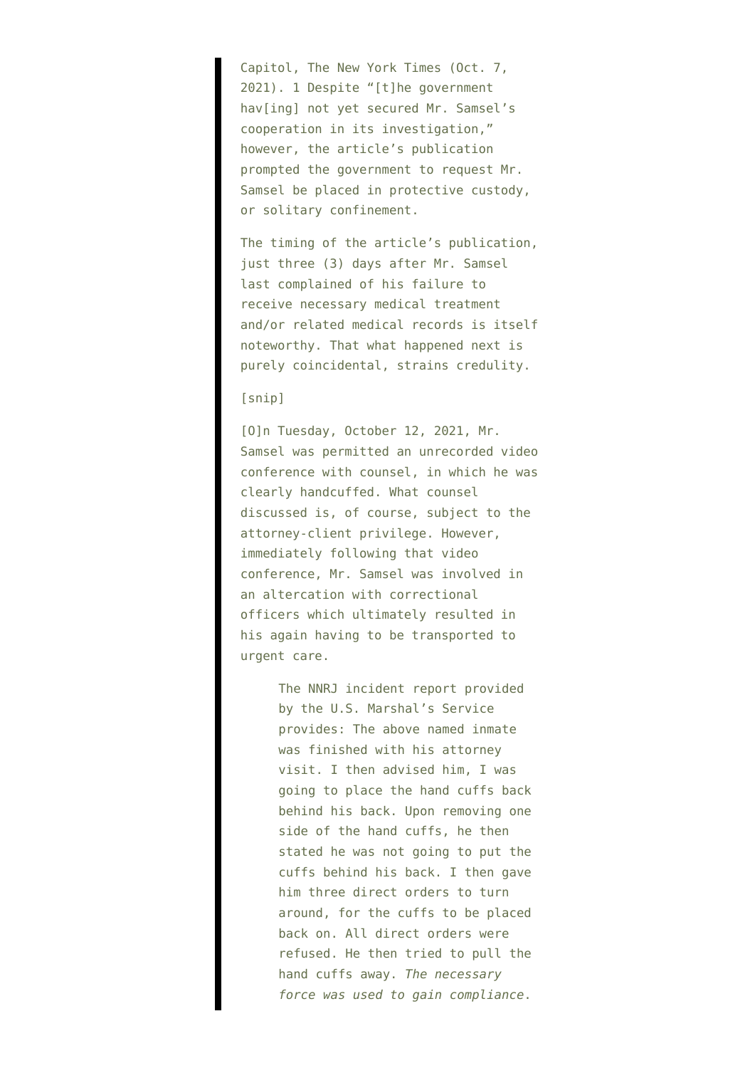> Capitol, The New York Times (Oct. 7, 2021). 1 Despite "[t]he government hav[ing] not yet secured Mr. Samsel's cooperation in its investigation," however, the article's publication prompted the government to request Mr. Samsel be placed in protective custody, or solitary confinement.
>
> The timing of the article's publication, just three (3) days after Mr. Samsel last complained of his failure to receive necessary medical treatment and/or related medical records is itself noteworthy. That what happened next is purely coincidental, strains credulity.
>
> [snip]
>
> [O]n Tuesday, October 12, 2021, Mr. Samsel was permitted an unrecorded video conference with counsel, in which he was clearly handcuffed. What counsel discussed is, of course, subject to the attorney-client privilege. However, immediately following that video conference, Mr. Samsel was involved in an altercation with correctional officers which ultimately resulted in his again having to be transported to urgent care.
>
>> The NNRJ incident report provided by the U.S. Marshal's Service provides: The above named inmate was finished with his attorney visit. I then advised him, I was going to place the hand cuffs back behind his back. Upon removing one side of the hand cuffs, he then stated he was not going to put the cuffs behind his back. I then gave him three direct orders to turn around, for the cuffs to be placed back on. All direct orders were refused. He then tried to pull the hand cuffs away. *The necessary force was used to gain compliance.*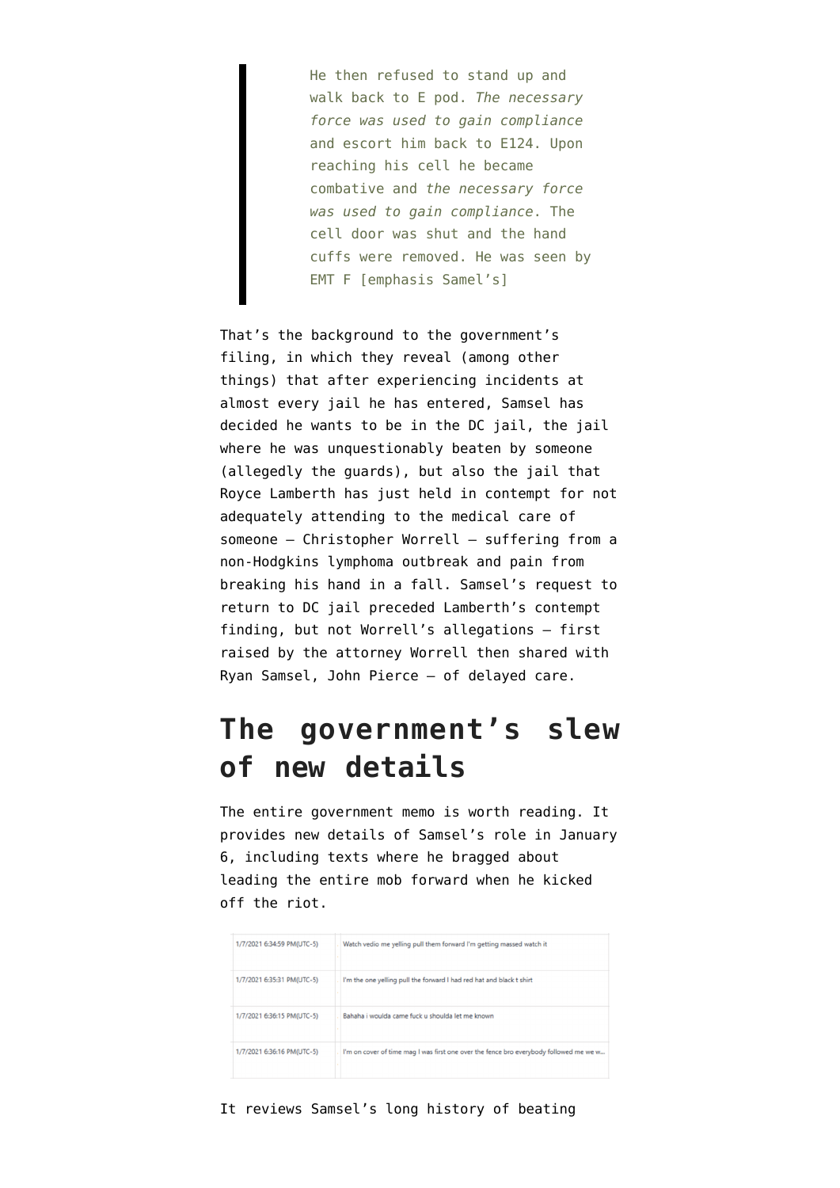> He then refused to stand up and walk back to E pod. *The necessary force was used to gain compliance* and escort him back to E124. Upon reaching his cell he became combative and *the necessary force was used to gain compliance*. The cell door was shut and the hand cuffs were removed. He was seen by EMT F [emphasis Samel's]

That's the background to the government's filing, in which they reveal (among other things) that after experiencing incidents at almost every jail he has entered, Samsel has decided he wants to be in the DC jail, the jail where he was unquestionably beaten by someone (allegedly the guards), but also the jail that Royce Lamberth has just held in contempt for not adequately attending to the medical care of someone — Christopher Worrell — suffering from a non-Hodgkins lymphoma outbreak and pain from breaking his hand in a fall. Samsel's request to return to DC jail preceded Lamberth's contempt finding, but not Worrell's allegations — first raised by the attorney Worrell then shared with Ryan Samsel, John Pierce — of delayed care.

## The government's slew of new details

The entire government memo is worth reading. It provides new details of Samsel's role in January 6, including texts where he bragged about leading the entire mob forward when he kicked off the riot.

| | |
|---|---|
| 1/7/2021 6:34:59 PM(UTC-5) | Watch vedio me yelling pull them forward I'm getting massed watch it |
| 1/7/2021 6:35:31 PM(UTC-5) | I'm the one yelling pull the forward I had red hat and black t shirt |
| 1/7/2021 6:36:15 PM(UTC-5) | Bahaha i woulda came fuck u shoulda let me known |
| 1/7/2021 6:36:16 PM(UTC-5) | I'm on cover of time mag I was first one over the fence bro everybody followed me we w... |

It reviews Samsel's long history of beating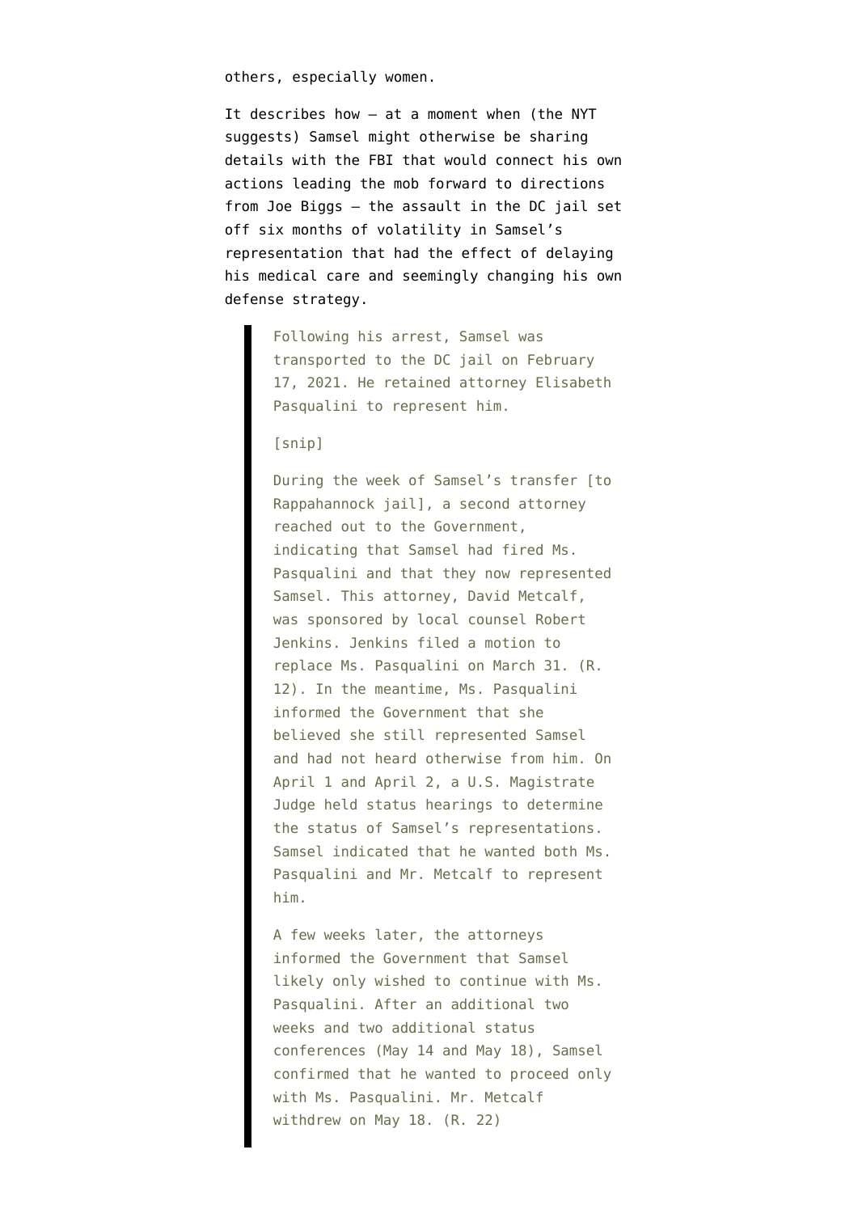others, especially women.

It describes how – at a moment when (the NYT suggests) Samsel might otherwise be sharing details with the FBI that would connect his own actions leading the mob forward to directions from Joe Biggs – the assault in the DC jail set off six months of volatility in Samsel's representation that had the effect of delaying his medical care and seemingly changing his own defense strategy.

> Following his arrest, Samsel was transported to the DC jail on February 17, 2021. He retained attorney Elisabeth Pasqualini to represent him.
>
> [snip]
>
> During the week of Samsel's transfer [to Rappahannock jail], a second attorney reached out to the Government, indicating that Samsel had fired Ms. Pasqualini and that they now represented Samsel. This attorney, David Metcalf, was sponsored by local counsel Robert Jenkins. Jenkins filed a motion to replace Ms. Pasqualini on March 31. (R. 12). In the meantime, Ms. Pasqualini informed the Government that she believed she still represented Samsel and had not heard otherwise from him. On April 1 and April 2, a U.S. Magistrate Judge held status hearings to determine the status of Samsel's representations. Samsel indicated that he wanted both Ms. Pasqualini and Mr. Metcalf to represent him.
>
> A few weeks later, the attorneys informed the Government that Samsel likely only wished to continue with Ms. Pasqualini. After an additional two weeks and two additional status conferences (May 14 and May 18), Samsel confirmed that he wanted to proceed only with Ms. Pasqualini. Mr. Metcalf withdrew on May 18. (R. 22)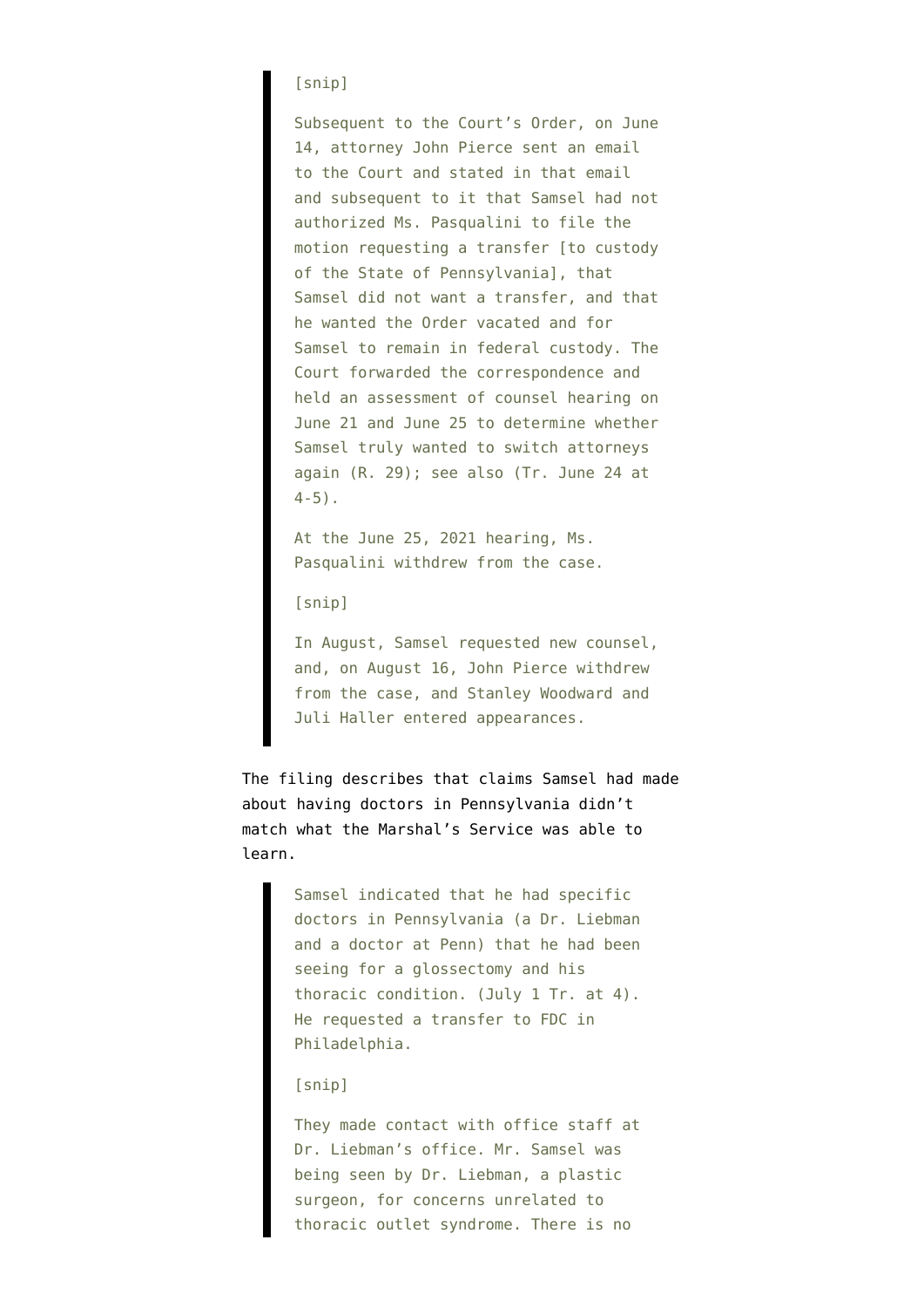> [snip]
>
> Subsequent to the Court's Order, on June 14, attorney John Pierce sent an email to the Court and stated in that email and subsequent to it that Samsel had not authorized Ms. Pasqualini to file the motion requesting a transfer [to custody of the State of Pennsylvania], that Samsel did not want a transfer, and that he wanted the Order vacated and for Samsel to remain in federal custody. The Court forwarded the correspondence and held an assessment of counsel hearing on June 21 and June 25 to determine whether Samsel truly wanted to switch attorneys again (R. 29); see also (Tr. June 24 at 4-5).
>
> At the June 25, 2021 hearing, Ms. Pasqualini withdrew from the case.
>
> [snip]
>
> In August, Samsel requested new counsel, and, on August 16, John Pierce withdrew from the case, and Stanley Woodward and Juli Haller entered appearances.

The filing describes that claims Samsel had made about having doctors in Pennsylvania didn't match what the Marshal's Service was able to learn.

> Samsel indicated that he had specific doctors in Pennsylvania (a Dr. Liebman and a doctor at Penn) that he had been seeing for a glossectomy and his thoracic condition. (July 1 Tr. at 4). He requested a transfer to FDC in Philadelphia.
>
> [snip]
>
> They made contact with office staff at Dr. Liebman's office. Mr. Samsel was being seen by Dr. Liebman, a plastic surgeon, for concerns unrelated to thoracic outlet syndrome. There is no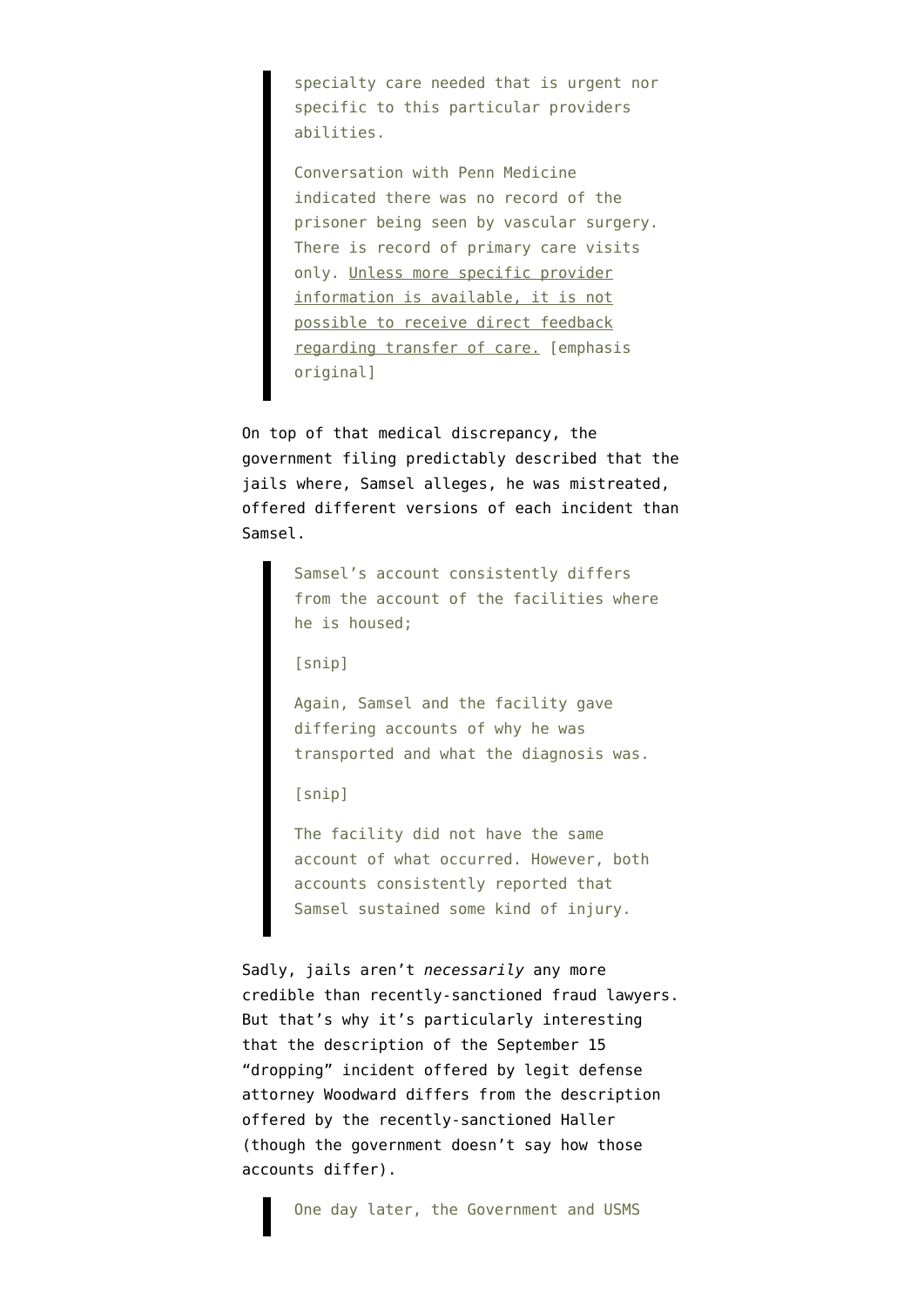> specialty care needed that is urgent nor specific to this particular providers abilities.
>
> Conversation with Penn Medicine indicated there was no record of the prisoner being seen by vascular surgery. There is record of primary care visits only. <u>Unless more specific provider information is available, it is not possible to receive direct feedback regarding transfer of care.</u> [emphasis original]

On top of that medical discrepancy, the government filing predictably described that the jails where, Samsel alleges, he was mistreated, offered different versions of each incident than Samsel.

> Samsel's account consistently differs from the account of the facilities where he is housed;
>
> [snip]
>
> Again, Samsel and the facility gave differing accounts of why he was transported and what the diagnosis was.
>
> [snip]
>
> The facility did not have the same account of what occurred. However, both accounts consistently reported that Samsel sustained some kind of injury.

Sadly, jails aren't *necessarily* any more credible than recently-sanctioned fraud lawyers. But that's why it's particularly interesting that the description of the September 15 "dropping" incident offered by legit defense attorney Woodward differs from the description offered by the recently-sanctioned Haller (though the government doesn't say how those accounts differ).

> One day later, the Government and USMS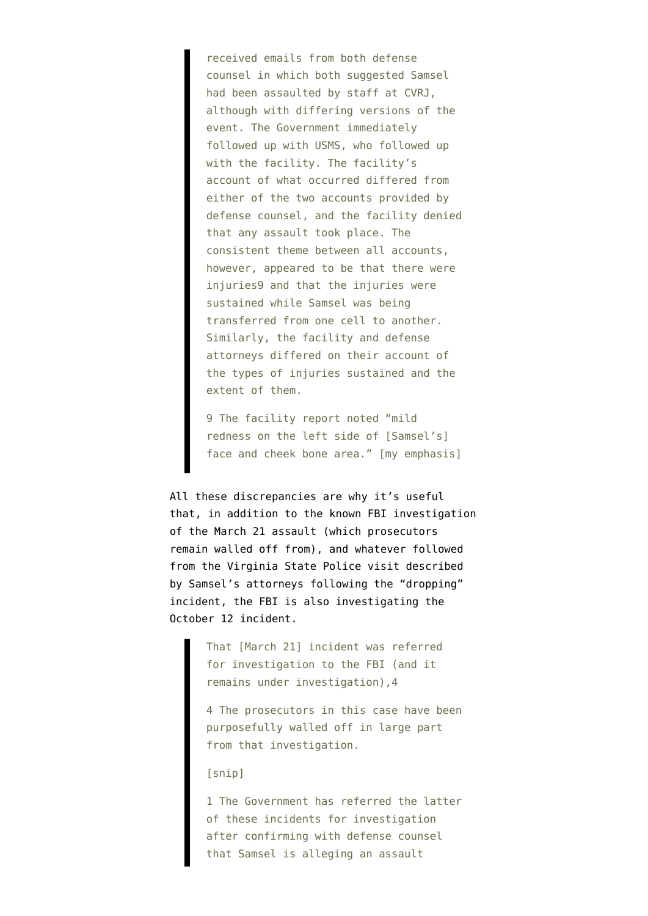> received emails from both defense counsel in which both suggested Samsel had been assaulted by staff at CVRJ, although with differing versions of the event. The Government immediately followed up with USMS, who followed up with the facility. The facility's account of what occurred differed from either of the two accounts provided by defense counsel, and the facility denied that any assault took place. The consistent theme between all accounts, however, appeared to be that there were injuries9 and that the injuries were sustained while Samsel was being transferred from one cell to another. Similarly, the facility and defense attorneys differed on their account of the types of injuries sustained and the extent of them.
>
> 9 The facility report noted "mild redness on the left side of [Samsel's] face and cheek bone area." [my emphasis]

All these discrepancies are why it's useful that, in addition to the known FBI investigation of the March 21 assault (which prosecutors remain walled off from), and whatever followed from the Virginia State Police visit described by Samsel's attorneys following the "dropping" incident, the FBI is also investigating the October 12 incident.

> That [March 21] incident was referred for investigation to the FBI (and it remains under investigation),4
>
> 4 The prosecutors in this case have been purposefully walled off in large part from that investigation.
>
> [snip]
>
> 1 The Government has referred the latter of these incidents for investigation after confirming with defense counsel that Samsel is alleging an assault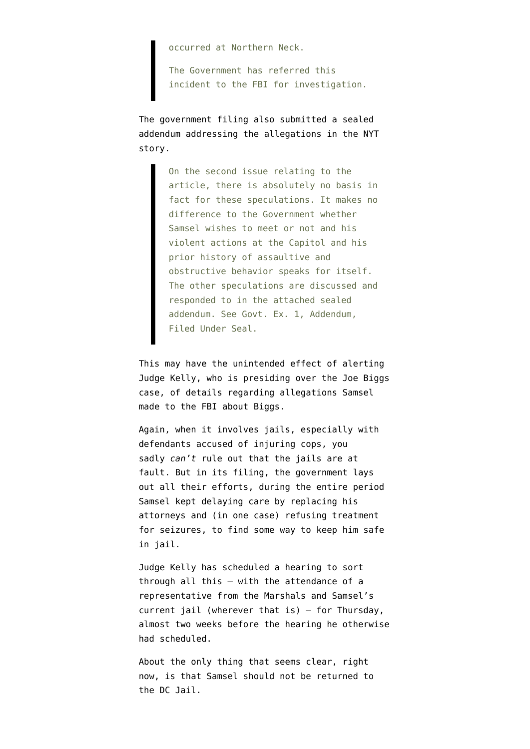> occurred at Northern Neck.
>
> The Government has referred this incident to the FBI for investigation.

The government filing also submitted a sealed addendum addressing the allegations in the NYT story.

> On the second issue relating to the article, there is absolutely no basis in fact for these speculations. It makes no difference to the Government whether Samsel wishes to meet or not and his violent actions at the Capitol and his prior history of assaultive and obstructive behavior speaks for itself. The other speculations are discussed and responded to in the attached sealed addendum. See Govt. Ex. 1, Addendum, Filed Under Seal.

This may have the unintended effect of alerting Judge Kelly, who is presiding over the Joe Biggs case, of details regarding allegations Samsel made to the FBI about Biggs.

Again, when it involves jails, especially with defendants accused of injuring cops, you sadly *can't* rule out that the jails are at fault. But in its filing, the government lays out all their efforts, during the entire period Samsel kept delaying care by replacing his attorneys and (in one case) refusing treatment for seizures, to find some way to keep him safe in jail.

Judge Kelly has scheduled a hearing to sort through all this — with the attendance of a representative from the Marshals and Samsel's current jail (wherever that is) — for Thursday, almost two weeks before the hearing he otherwise had scheduled.

About the only thing that seems clear, right now, is that Samsel should not be returned to the DC Jail.